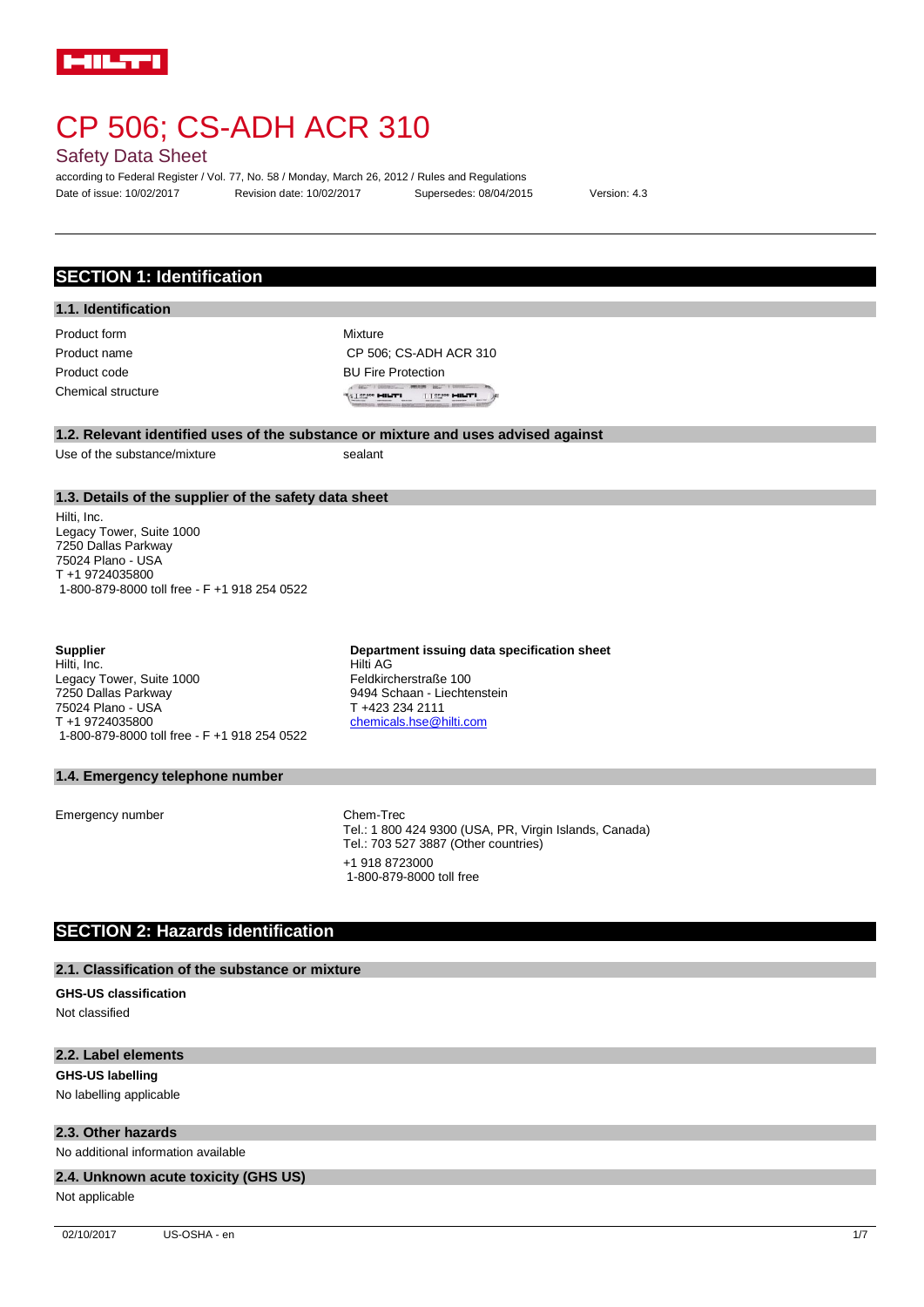# CP 506; CS-ADH ACR 310

## Safety Data Sheet

according to Federal Register / Vol. 77, No. 58 / Monday, March 26, 2012 / Rules and Regulations

Date of issue: 10/02/2017 Revision date: 10/02/2017 Supersedes: 08/04/2015 Version: 4.3

## SECTION 1: Identification

### 1.1. Identification

| | |
|---|---|
| Product form | Mixture |
| Product name | CP 506; CS-ADH ACR 310 |
| Product code | BU Fire Protection |
| Chemical structure | |

### 1.2. Relevant identified uses of the substance or mixture and uses advised against

| | |
|---|---|
| Use of the substance/mixture | sealant |

### 1.3. Details of the supplier of the safety data sheet

Hilti, Inc.
Legacy Tower, Suite 1000
7250 Dallas Parkway
75024 Plano - USA
T +1 9724035800
1-800-879-8000 toll free - F +1 918 254 0522

**Supplier**
Hilti, Inc.
Legacy Tower, Suite 1000
7250 Dallas Parkway
75024 Plano - USA
T +1 9724035800
1-800-879-8000 toll free - F +1 918 254 0522

**Department issuing data specification sheet**
Hilti AG
Feldkircherstraße 100
9494 Schaan - Liechtenstein
T +423 234 2111
chemicals.hse@hilti.com

### 1.4. Emergency telephone number

Emergency number

Chem-Trec
Tel.: 1 800 424 9300 (USA, PR, Virgin Islands, Canada)
Tel.: 703 527 3887 (Other countries)
+1 918 8723000
1-800-879-8000 toll free

## SECTION 2: Hazards identification

### 2.1. Classification of the substance or mixture

**GHS-US classification**

Not classified

### 2.2. Label elements

**GHS-US labelling**

No labelling applicable

### 2.3. Other hazards

No additional information available

### 2.4. Unknown acute toxicity (GHS US)

Not applicable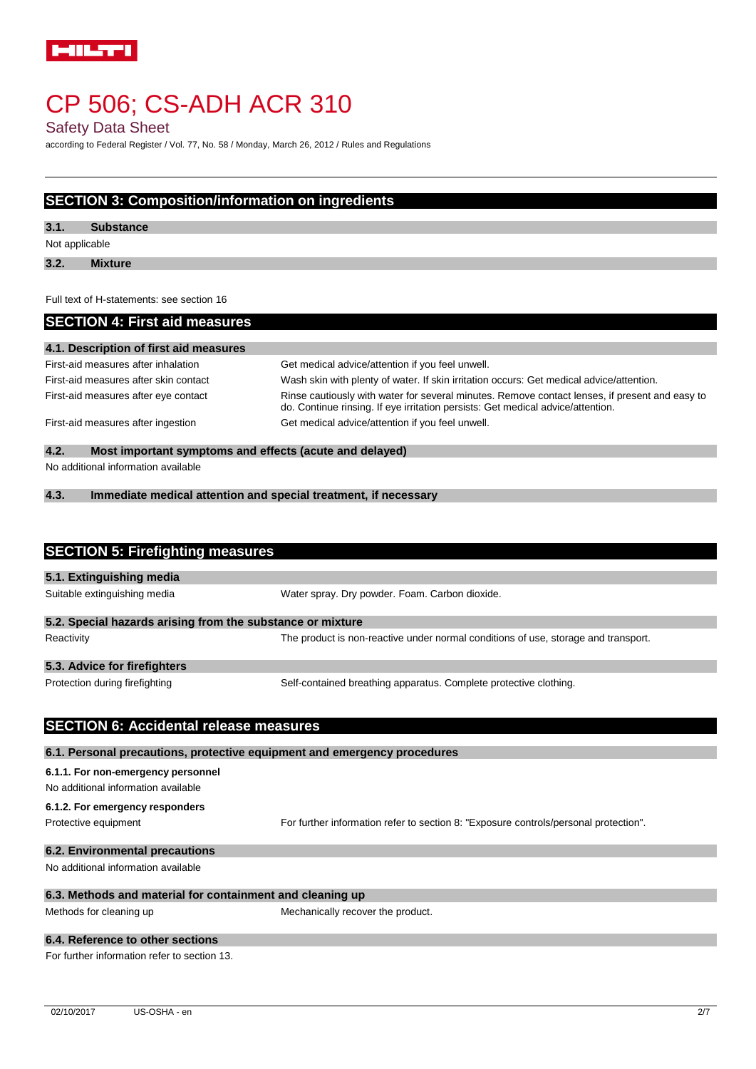# CP 506; CS-ADH ACR 310

Safety Data Sheet

according to Federal Register / Vol. 77, No. 58 / Monday, March 26, 2012 / Rules and Regulations

## SECTION 3: Composition/information on ingredients

### 3.1. Substance

Not applicable

### 3.2. Mixture

Full text of H-statements: see section 16

## SECTION 4: First aid measures

### 4.1. Description of first aid measures

| | |
|---|---|
| First-aid measures after inhalation | Get medical advice/attention if you feel unwell. |
| First-aid measures after skin contact | Wash skin with plenty of water. If skin irritation occurs: Get medical advice/attention. |
| First-aid measures after eye contact | Rinse cautiously with water for several minutes. Remove contact lenses, if present and easy to do. Continue rinsing. If eye irritation persists: Get medical advice/attention. |
| First-aid measures after ingestion | Get medical advice/attention if you feel unwell. |

### 4.2. Most important symptoms and effects (acute and delayed)

No additional information available

### 4.3. Immediate medical attention and special treatment, if necessary

## SECTION 5: Firefighting measures

### 5.1. Extinguishing media

| | |
|---|---|
| Suitable extinguishing media | Water spray. Dry powder. Foam. Carbon dioxide. |

### 5.2. Special hazards arising from the substance or mixture

| | |
|---|---|
| Reactivity | The product is non-reactive under normal conditions of use, storage and transport. |

### 5.3. Advice for firefighters

| | |
|---|---|
| Protection during firefighting | Self-contained breathing apparatus. Complete protective clothing. |

## SECTION 6: Accidental release measures

### 6.1. Personal precautions, protective equipment and emergency procedures

#### 6.1.1. For non-emergency personnel

No additional information available

#### 6.1.2. For emergency responders

| | |
|---|---|
| Protective equipment | For further information refer to section 8: "Exposure controls/personal protection". |

### 6.2. Environmental precautions

No additional information available

### 6.3. Methods and material for containment and cleaning up

| | |
|---|---|
| Methods for cleaning up | Mechanically recover the product. |

### 6.4. Reference to other sections

For further information refer to section 13.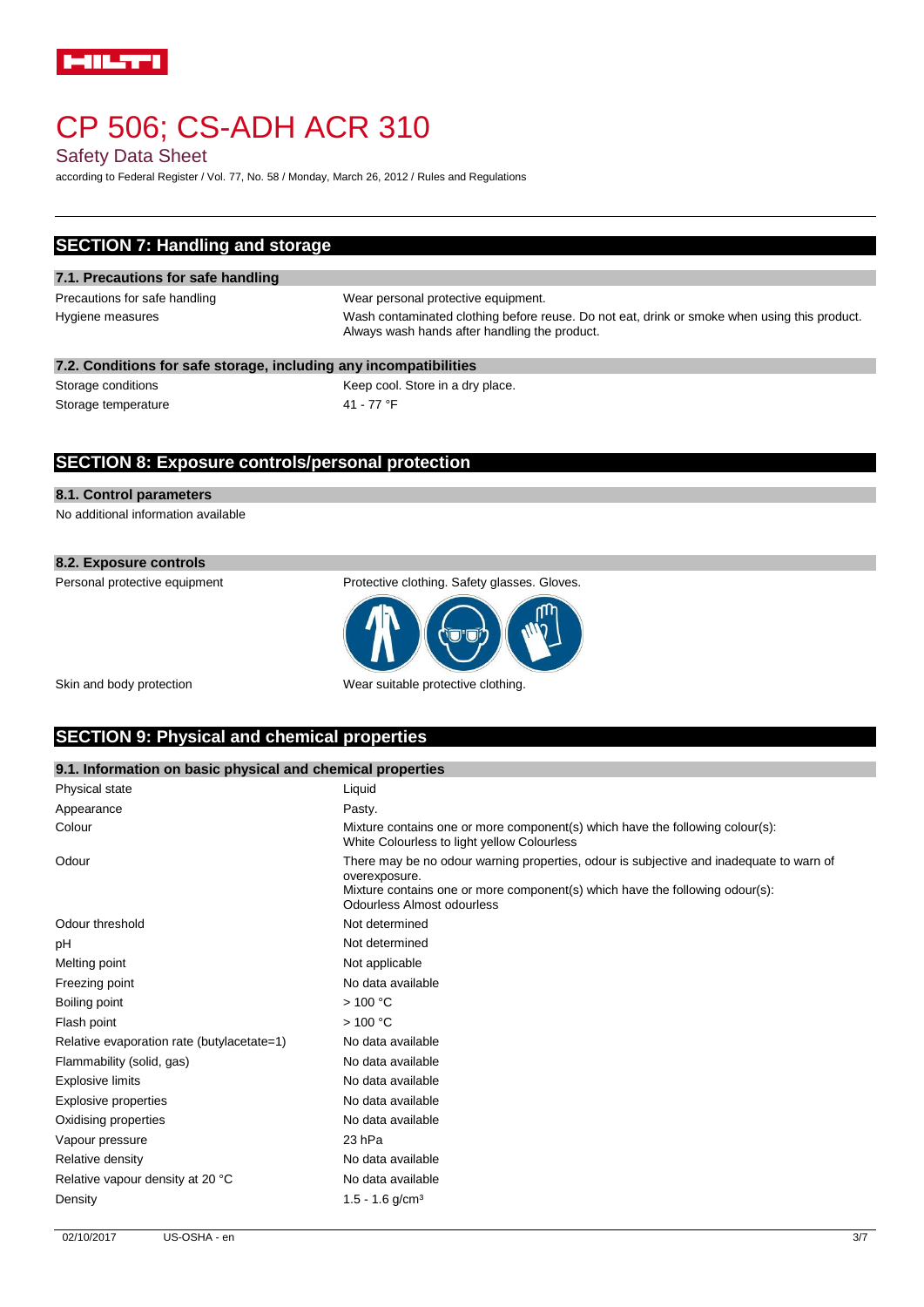# CP 506; CS-ADH ACR 310

Safety Data Sheet

according to Federal Register / Vol. 77, No. 58 / Monday, March 26, 2012 / Rules and Regulations

## SECTION 7: Handling and storage

### 7.1. Precautions for safe handling

| | |
|---|---|
| Precautions for safe handling | Wear personal protective equipment. |
| Hygiene measures | Wash contaminated clothing before reuse. Do not eat, drink or smoke when using this product. Always wash hands after handling the product. |

### 7.2. Conditions for safe storage, including any incompatibilities

| | |
|---|---|
| Storage conditions | Keep cool. Store in a dry place. |
| Storage temperature | 41 - 77 °F |

## SECTION 8: Exposure controls/personal protection

### 8.1. Control parameters

No additional information available

### 8.2. Exposure controls

| | |
|---|---|
| Personal protective equipment | Protective clothing. Safety glasses. Gloves. |
| Skin and body protection | Wear suitable protective clothing. |

## SECTION 9: Physical and chemical properties

### 9.1. Information on basic physical and chemical properties

| | |
|---|---|
| Physical state | Liquid |
| Appearance | Pasty. |
| Colour | Mixture contains one or more component(s) which have the following colour(s): White Colourless to light yellow Colourless |
| Odour | There may be no odour warning properties, odour is subjective and inadequate to warn of overexposure. Mixture contains one or more component(s) which have the following odour(s): Odourless Almost odourless |
| Odour threshold | Not determined |
| pH | Not determined |
| Melting point | Not applicable |
| Freezing point | No data available |
| Boiling point | > 100 °C |
| Flash point | > 100 °C |
| Relative evaporation rate (butylacetate=1) | No data available |
| Flammability (solid, gas) | No data available |
| Explosive limits | No data available |
| Explosive properties | No data available |
| Oxidising properties | No data available |
| Vapour pressure | 23 hPa |
| Relative density | No data available |
| Relative vapour density at 20 °C | No data available |
| Density | 1.5 - 1.6 g/cm³ |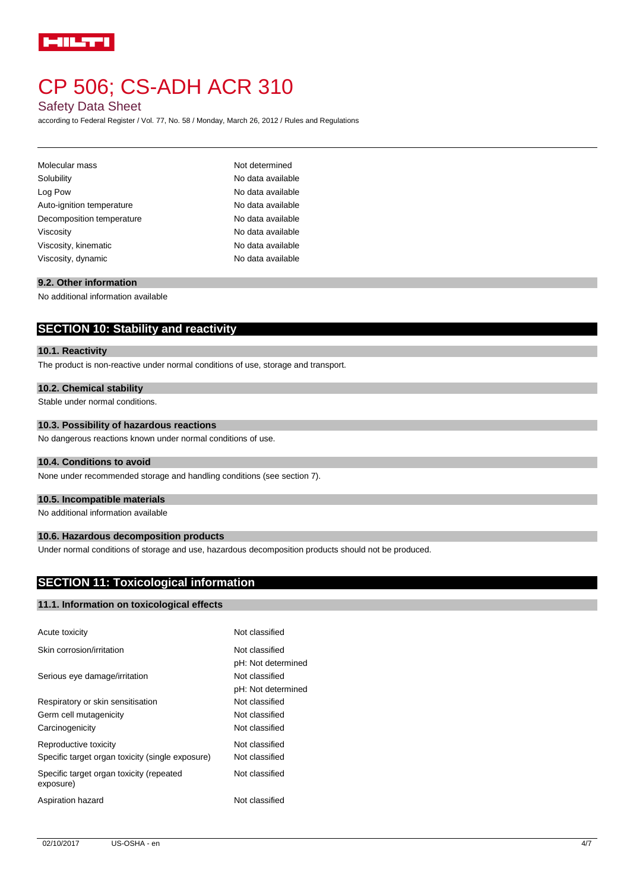| | |
|---|---|
| Molecular mass | Not determined |
| Solubility | No data available |
| Log Pow | No data available |
| Auto-ignition temperature | No data available |
| Decomposition temperature | No data available |
| Viscosity | No data available |
| Viscosity, kinematic | No data available |
| Viscosity, dynamic | No data available |

### 9.2. Other information

No additional information available

## SECTION 10: Stability and reactivity

### 10.1. Reactivity

The product is non-reactive under normal conditions of use, storage and transport.

### 10.2. Chemical stability

Stable under normal conditions.

### 10.3. Possibility of hazardous reactions

No dangerous reactions known under normal conditions of use.

### 10.4. Conditions to avoid

None under recommended storage and handling conditions (see section 7).

### 10.5. Incompatible materials

No additional information available

### 10.6. Hazardous decomposition products

Under normal conditions of storage and use, hazardous decomposition products should not be produced.

## SECTION 11: Toxicological information

### 11.1. Information on toxicological effects

| | |
|---|---|
| Acute toxicity | Not classified |
| Skin corrosion/irritation | Not classified<br>pH: Not determined |
| Serious eye damage/irritation | Not classified<br>pH: Not determined |
| Respiratory or skin sensitisation | Not classified |
| Germ cell mutagenicity | Not classified |
| Carcinogenicity | Not classified |
| Reproductive toxicity | Not classified |
| Specific target organ toxicity (single exposure) | Not classified |
| Specific target organ toxicity (repeated exposure) | Not classified |
| Aspiration hazard | Not classified |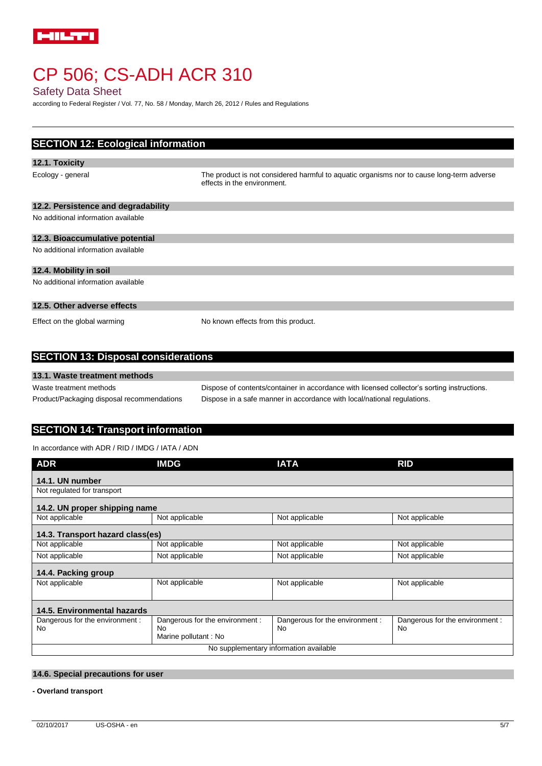## SECTION 12: Ecological information

### 12.1. Toxicity

| | |
|---|---|
| Ecology - general | The product is not considered harmful to aquatic organisms nor to cause long-term adverse effects in the environment. |

### 12.2. Persistence and degradability

No additional information available

### 12.3. Bioaccumulative potential

No additional information available

### 12.4. Mobility in soil

No additional information available

### 12.5. Other adverse effects

| | |
|---|---|
| Effect on the global warming | No known effects from this product. |

## SECTION 13: Disposal considerations

### 13.1. Waste treatment methods

| | |
|---|---|
| Waste treatment methods | Dispose of contents/container in accordance with licensed collector's sorting instructions. |
| Product/Packaging disposal recommendations | Dispose in a safe manner in accordance with local/national regulations. |

## SECTION 14: Transport information

In accordance with ADR / RID / IMDG / IATA / ADN

| ADR | IMDG | IATA | RID |
|---|---|---|---|
| **14.1. UN number** | | | |
| Not regulated for transport | | | |
| **14.2. UN proper shipping name** | | | |
| Not applicable | Not applicable | Not applicable | Not applicable |
| **14.3. Transport hazard class(es)** | | | |
| Not applicable | Not applicable | Not applicable | Not applicable |
| Not applicable | Not applicable | Not applicable | Not applicable |
| **14.4. Packing group** | | | |
| Not applicable | Not applicable | Not applicable | Not applicable |
| **14.5. Environmental hazards** | | | |
| Dangerous for the environment : No | Dangerous for the environment : No<br>Marine pollutant : No | Dangerous for the environment : No | Dangerous for the environment : No |
| No supplementary information available | | | |

### 14.6. Special precautions for user

**- Overland transport**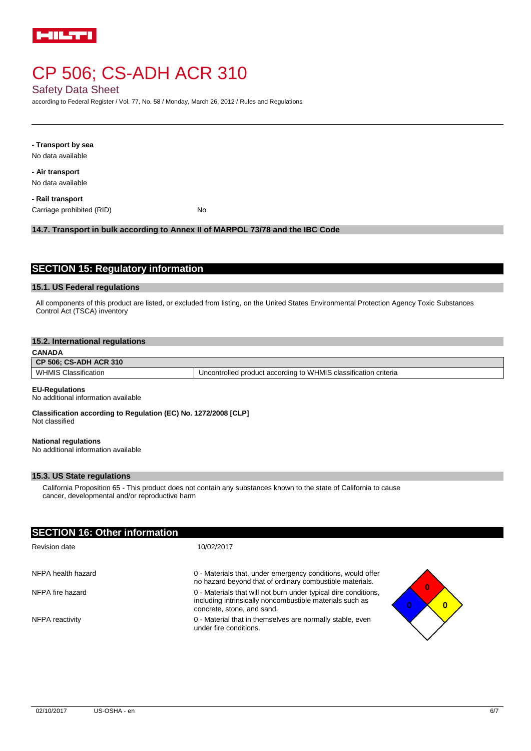**- Transport by sea**

No data available

**- Air transport**

No data available

**- Rail transport**

Carriage prohibited (RID) No

### 14.7. Transport in bulk according to Annex II of MARPOL 73/78 and the IBC Code

## SECTION 15: Regulatory information

### 15.1. US Federal regulations

All components of this product are listed, or excluded from listing, on the United States Environmental Protection Agency Toxic Substances Control Act (TSCA) inventory

### 15.2. International regulations

**CANADA**

| CP 506; CS-ADH ACR 310 | |
|---|---|
| WHMIS Classification | Uncontrolled product according to WHMIS classification criteria |

**EU-Regulations**

No additional information available

**Classification according to Regulation (EC) No. 1272/2008 [CLP]**

Not classified

**National regulations**

No additional information available

### 15.3. US State regulations

California Proposition 65 - This product does not contain any substances known to the state of California to cause cancer, developmental and/or reproductive harm

## SECTION 16: Other information

| | |
|---|---|
| Revision date | 10/02/2017 |
| NFPA health hazard | 0 - Materials that, under emergency conditions, would offer no hazard beyond that of ordinary combustible materials. |
| NFPA fire hazard | 0 - Materials that will not burn under typical dire conditions, including intrinsically noncombustible materials such as concrete, stone, and sand. |
| NFPA reactivity | 0 - Material that in themselves are normally stable, even under fire conditions. |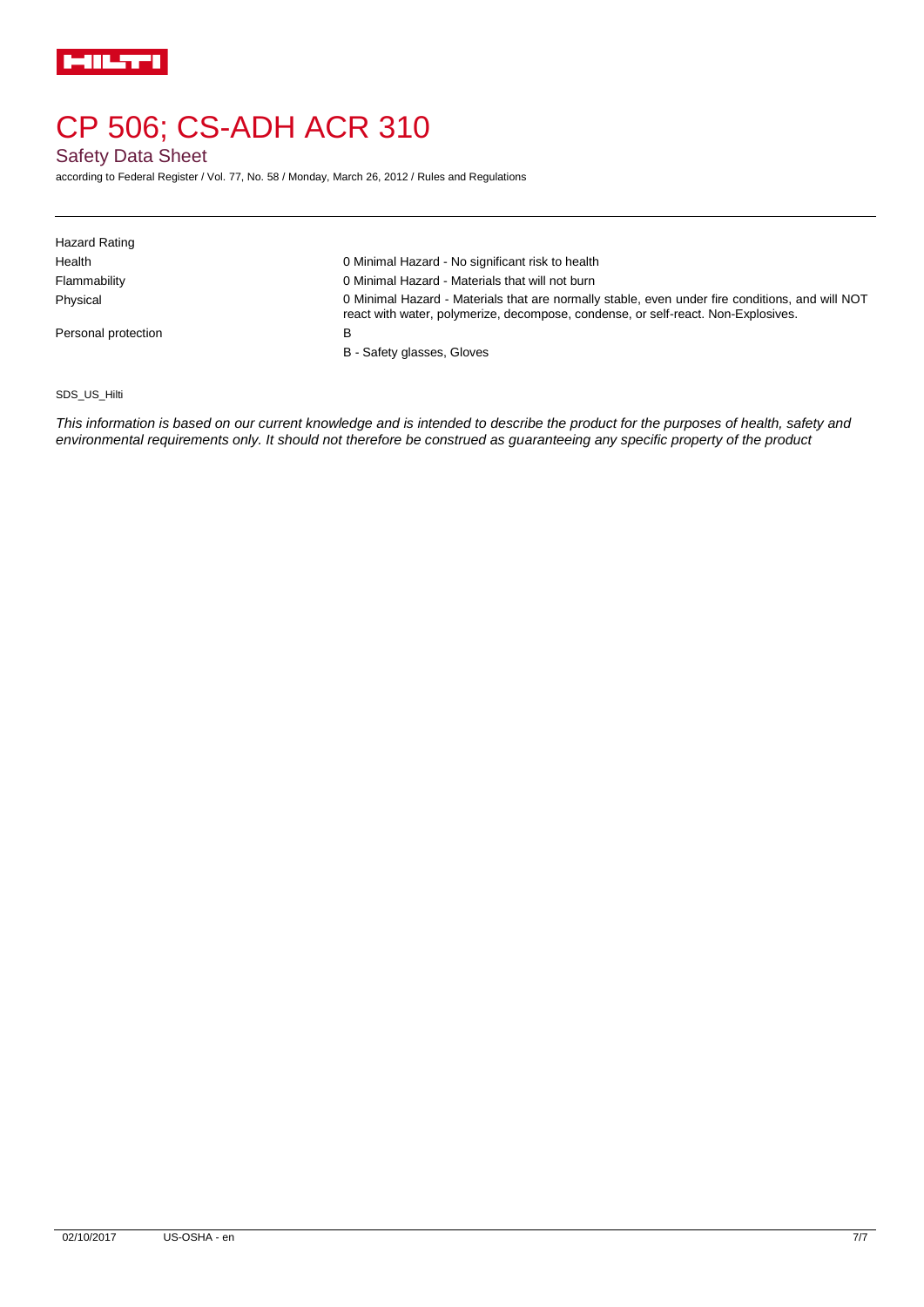# CP 506; CS-ADH ACR 310

## Safety Data Sheet

according to Federal Register / Vol. 77, No. 58 / Monday, March 26, 2012 / Rules and Regulations

| | |
|---|---|
| Hazard Rating | |
| Health | 0 Minimal Hazard - No significant risk to health |
| Flammability | 0 Minimal Hazard - Materials that will not burn |
| Physical | 0 Minimal Hazard - Materials that are normally stable, even under fire conditions, and will NOT react with water, polymerize, decompose, condense, or self-react. Non-Explosives. |
| Personal protection | B |
| | B - Safety glasses, Gloves |

SDS_US_Hilti

*This information is based on our current knowledge and is intended to describe the product for the purposes of health, safety and environmental requirements only. It should not therefore be construed as guaranteeing any specific property of the product*

02/10/2017 US-OSHA - en